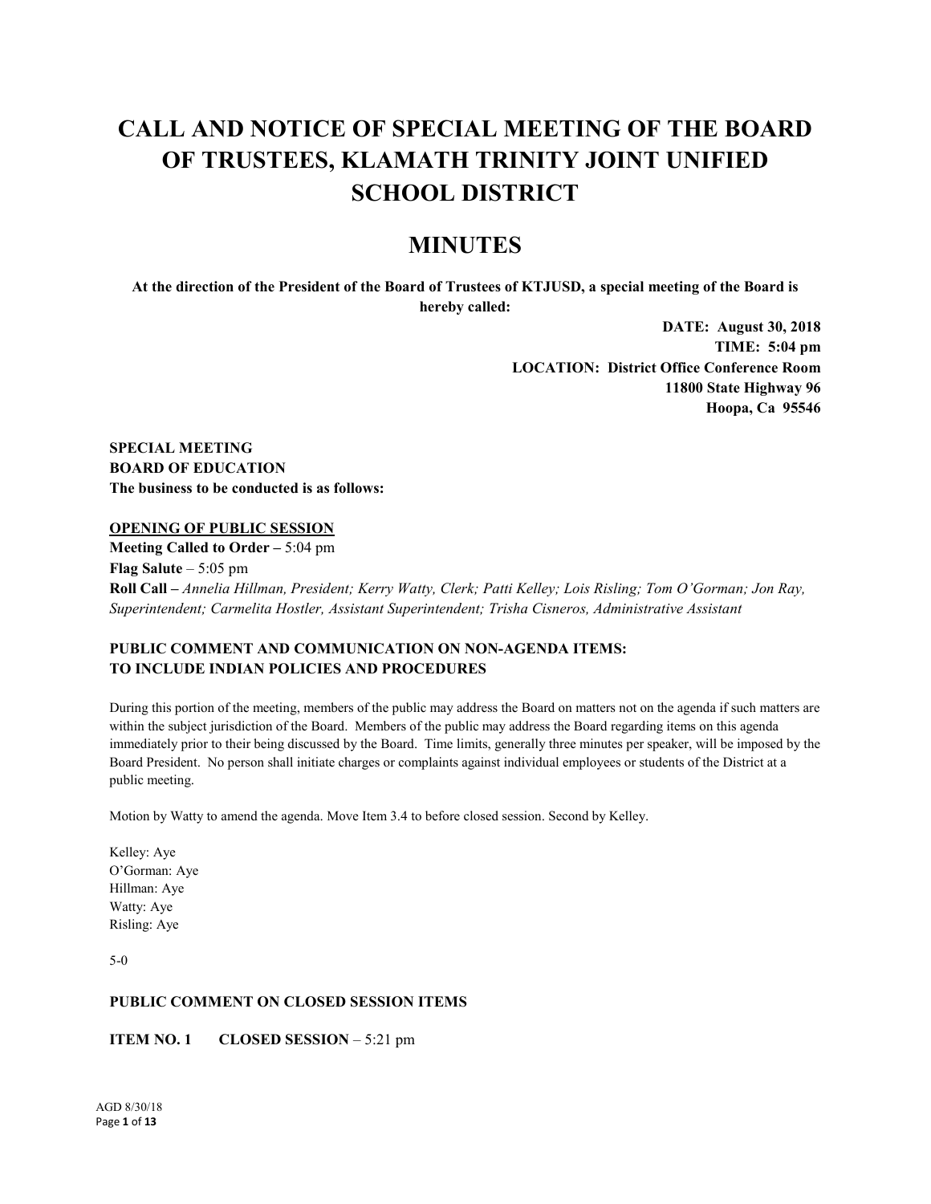# CALL AND NOTICE OF SPECIAL MEETING OF THE BOARD OF TRUSTEES, KLAMATH TRINITY JOINT UNIFIED SCHOOL DISTRICT

# MINUTES

**At the direction of the President of the Board of Trustees of KTJUSD, a special meeting of the Board is hereby called:**

**DATE: August 30, 2018**
**TIME: 5:04 pm**
**LOCATION: District Office Conference Room**
**11800 State Highway 96**
**Hoopa, Ca 95546**

**SPECIAL MEETING**
**BOARD OF EDUCATION**
**The business to be conducted is as follows:**

**<u>OPENING OF PUBLIC SESSION</u>**

**Meeting Called to Order –** 5:04 pm
**Flag Salute** – 5:05 pm
**Roll Call –** *Annelia Hillman, President; Kerry Watty, Clerk; Patti Kelley; Lois Risling; Tom O'Gorman; Jon Ray, Superintendent; Carmelita Hostler, Assistant Superintendent; Trisha Cisneros, Administrative Assistant*

**PUBLIC COMMENT AND COMMUNICATION ON NON-AGENDA ITEMS: TO INCLUDE INDIAN POLICIES AND PROCEDURES**

During this portion of the meeting, members of the public may address the Board on matters not on the agenda if such matters are within the subject jurisdiction of the Board. Members of the public may address the Board regarding items on this agenda immediately prior to their being discussed by the Board. Time limits, generally three minutes per speaker, will be imposed by the Board President. No person shall initiate charges or complaints against individual employees or students of the District at a public meeting.

Motion by Watty to amend the agenda. Move Item 3.4 to before closed session. Second by Kelley.

Kelley: Aye
O'Gorman: Aye
Hillman: Aye
Watty: Aye
Risling: Aye

5-0

**PUBLIC COMMENT ON CLOSED SESSION ITEMS**

**ITEM NO. 1 CLOSED SESSION** – 5:21 pm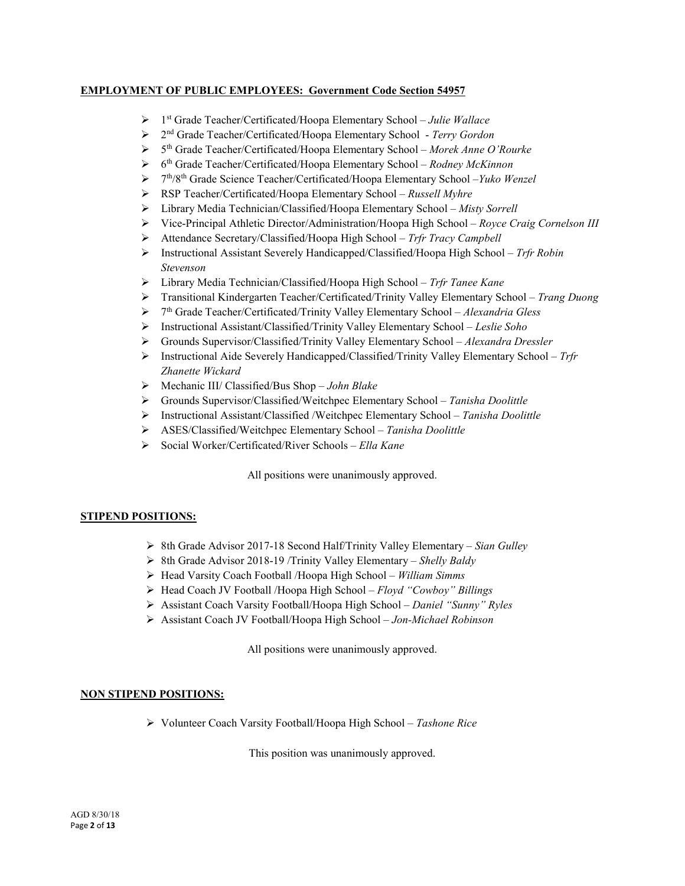**EMPLOYMENT OF PUBLIC EMPLOYEES: Government Code Section 54957**

- 1st Grade Teacher/Certificated/Hoopa Elementary School – *Julie Wallace*
- 2nd Grade Teacher/Certificated/Hoopa Elementary School - *Terry Gordon*
- 5th Grade Teacher/Certificated/Hoopa Elementary School – *Morek Anne O'Rourke*
- 6th Grade Teacher/Certificated/Hoopa Elementary School – *Rodney McKinnon*
- 7th/8th Grade Science Teacher/Certificated/Hoopa Elementary School –*Yuko Wenzel*
- RSP Teacher/Certificated/Hoopa Elementary School – *Russell Myhre*
- Library Media Technician/Classified/Hoopa Elementary School – *Misty Sorrell*
- Vice-Principal Athletic Director/Administration/Hoopa High School – *Royce Craig Cornelson III*
- Attendance Secretary/Classified/Hoopa High School – *Trfr Tracy Campbell*
- Instructional Assistant Severely Handicapped/Classified/Hoopa High School – *Trfr Robin Stevenson*
- Library Media Technician/Classified/Hoopa High School – *Trfr Tanee Kane*
- Transitional Kindergarten Teacher/Certificated/Trinity Valley Elementary School – *Trang Duong*
- 7th Grade Teacher/Certificated/Trinity Valley Elementary School – *Alexandria Gless*
- Instructional Assistant/Classified/Trinity Valley Elementary School – *Leslie Soho*
- Grounds Supervisor/Classified/Trinity Valley Elementary School – *Alexandra Dressler*
- Instructional Aide Severely Handicapped/Classified/Trinity Valley Elementary School – *Trfr Zhanette Wickard*
- Mechanic III/ Classified/Bus Shop – *John Blake*
- Grounds Supervisor/Classified/Weitchpec Elementary School – *Tanisha Doolittle*
- Instructional Assistant/Classified /Weitchpec Elementary School – *Tanisha Doolittle*
- ASES/Classified/Weitchpec Elementary School – *Tanisha Doolittle*
- Social Worker/Certificated/River Schools – *Ella Kane*

All positions were unanimously approved.

**STIPEND POSITIONS:**

- 8th Grade Advisor 2017-18 Second Half/Trinity Valley Elementary – *Sian Gulley*
- 8th Grade Advisor 2018-19 /Trinity Valley Elementary – *Shelly Baldy*
- Head Varsity Coach Football /Hoopa High School – *William Simms*
- Head Coach JV Football /Hoopa High School – *Floyd "Cowboy" Billings*
- Assistant Coach Varsity Football/Hoopa High School – *Daniel "Sunny" Ryles*
- Assistant Coach JV Football/Hoopa High School – *Jon-Michael Robinson*

All positions were unanimously approved.

**NON STIPEND POSITIONS:**

- Volunteer Coach Varsity Football/Hoopa High School – *Tashone Rice*

This position was unanimously approved.

AGD 8/30/18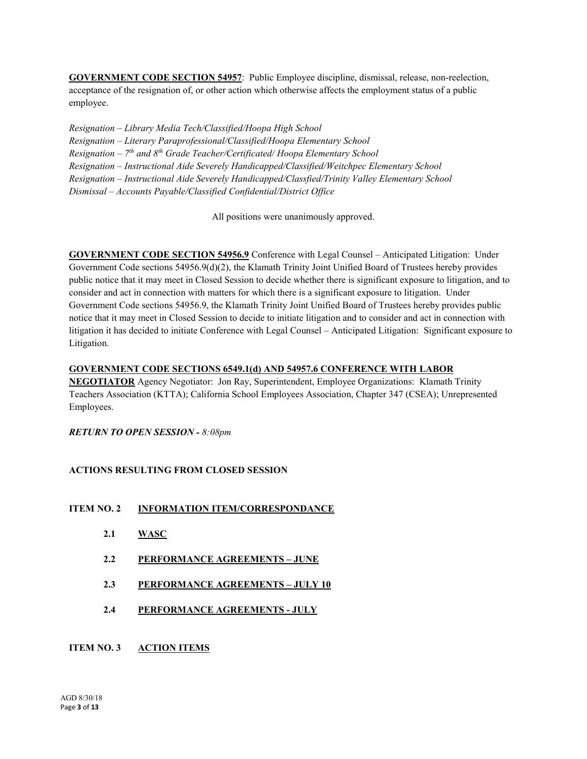**<u>GOVERNMENT CODE SECTION 54957</u>**: Public Employee discipline, dismissal, release, non-reelection, acceptance of the resignation of, or other action which otherwise affects the employment status of a public employee.

*Resignation – Library Media Tech/Classified/Hoopa High School*
*Resignation – Literary Paraprofessional/Classified/Hoopa Elementary School*
*Resignation – 7th and 8th Grade Teacher/Certificated/ Hoopa Elementary School*
*Resignation – Instructional Aide Severely Handicapped/Classified/Weitchpec Elementary School*
*Resignation – Instructional Aide Severely Handicapped/Classfied/Trinity Valley Elementary School*
*Dismissal – Accounts Payable/Classified Confidential/District Office*

All positions were unanimously approved.

**<u>GOVERNMENT CODE SECTION 54956.9</u>** Conference with Legal Counsel – Anticipated Litigation: Under Government Code sections 54956.9(d)(2), the Klamath Trinity Joint Unified Board of Trustees hereby provides public notice that it may meet in Closed Session to decide whether there is significant exposure to litigation, and to consider and act in connection with matters for which there is a significant exposure to litigation. Under Government Code sections 54956.9, the Klamath Trinity Joint Unified Board of Trustees hereby provides public notice that it may meet in Closed Session to decide to initiate litigation and to consider and act in connection with litigation it has decided to initiate Conference with Legal Counsel – Anticipated Litigation: Significant exposure to Litigation.

**<u>GOVERNMENT CODE SECTIONS 6549.1(d) AND 54957.6 CONFERENCE WITH LABOR NEGOTIATOR</u>** Agency Negotiator: Jon Ray, Superintendent, Employee Organizations: Klamath Trinity Teachers Association (KTTA); California School Employees Association, Chapter 347 (CSEA); Unrepresented Employees.

***RETURN TO OPEN SESSION -** 8:08pm*

**ACTIONS RESULTING FROM CLOSED SESSION**

**ITEM NO. 2 <u>INFORMATION ITEM/CORRESPONDANCE</u>**

- **2.1 <u>WASC</u>**
- **2.2 <u>PERFORMANCE AGREEMENTS – JUNE</u>**
- **2.3 <u>PERFORMANCE AGREEMENTS – JULY 10</u>**
- **2.4 <u>PERFORMANCE AGREEMENTS - JULY</u>**

**ITEM NO. 3 <u>ACTION ITEMS</u>**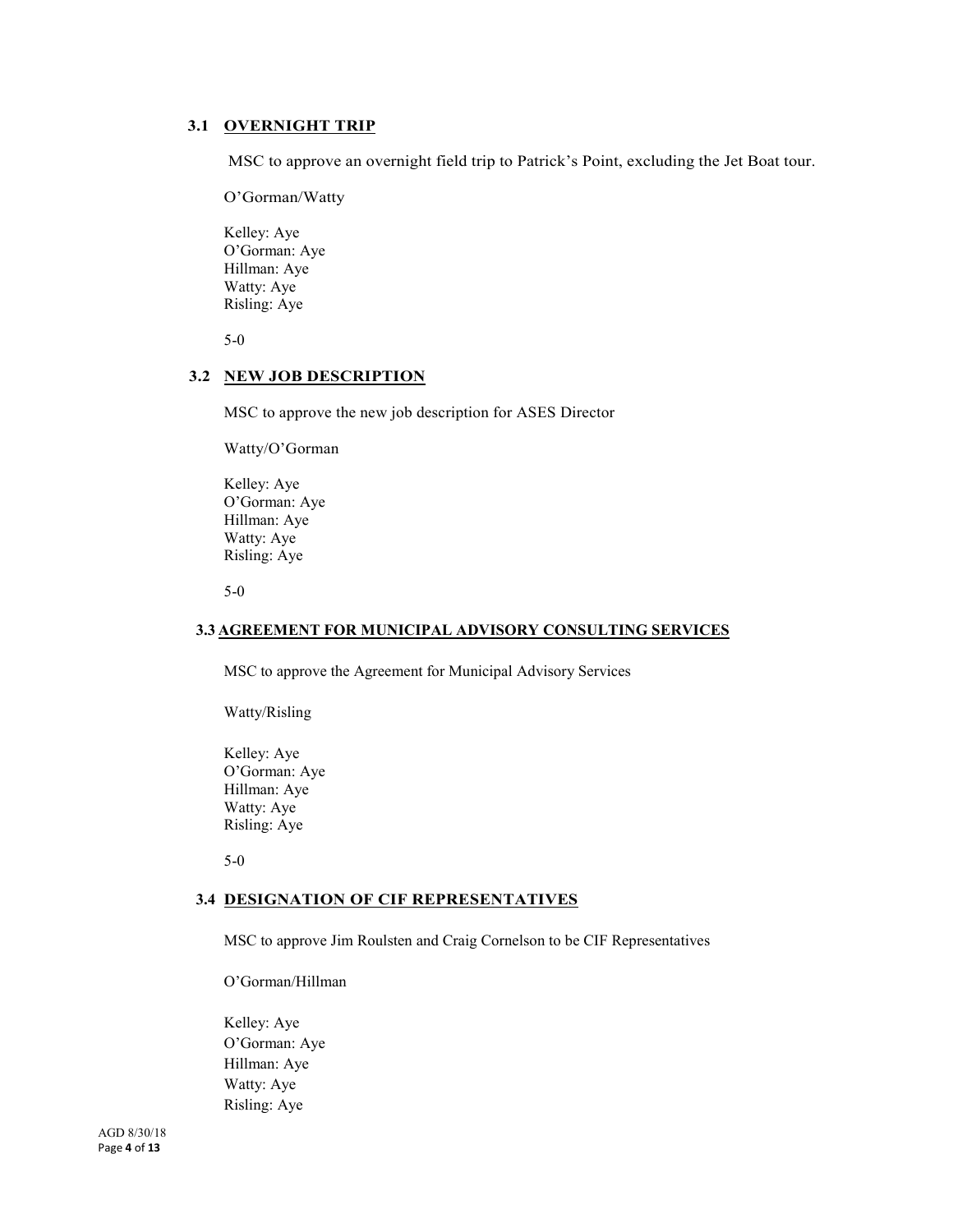### 3.1 OVERNIGHT TRIP

MSC to approve an overnight field trip to Patrick's Point, excluding the Jet Boat tour.

O'Gorman/Watty

Kelley: Aye
O'Gorman: Aye
Hillman: Aye
Watty: Aye
Risling: Aye

5-0

### 3.2 NEW JOB DESCRIPTION

MSC to approve the new job description for ASES Director

Watty/O'Gorman

Kelley: Aye
O'Gorman: Aye
Hillman: Aye
Watty: Aye
Risling: Aye

5-0

### 3.3 AGREEMENT FOR MUNICIPAL ADVISORY CONSULTING SERVICES

MSC to approve the Agreement for Municipal Advisory Services

Watty/Risling

Kelley: Aye
O'Gorman: Aye
Hillman: Aye
Watty: Aye
Risling: Aye

5-0

### 3.4 DESIGNATION OF CIF REPRESENTATIVES

MSC to approve Jim Roulsten and Craig Cornelson to be CIF Representatives

O'Gorman/Hillman

Kelley: Aye
O'Gorman: Aye
Hillman: Aye
Watty: Aye
Risling: Aye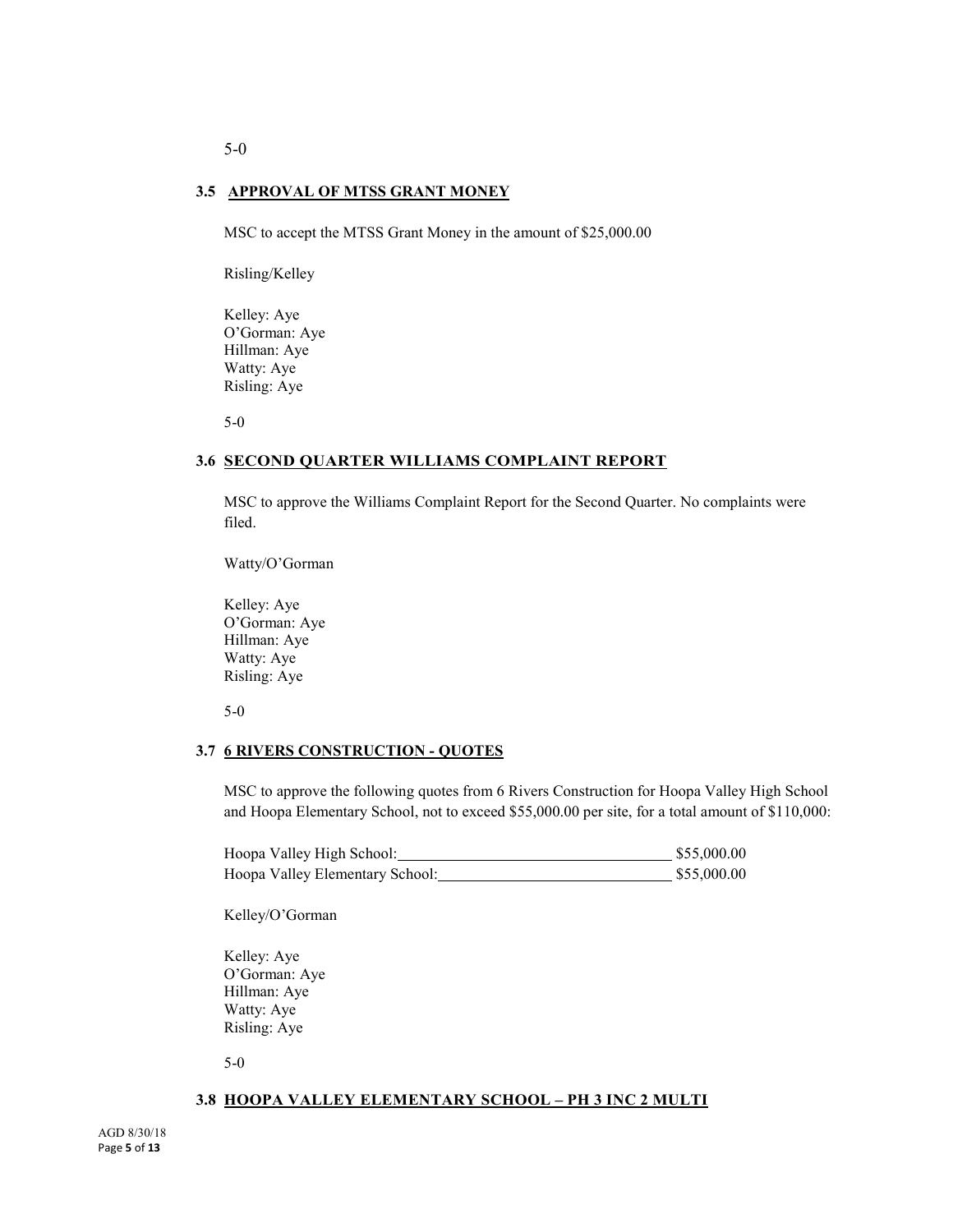5-0

### 3.5 APPROVAL OF MTSS GRANT MONEY

MSC to accept the MTSS Grant Money in the amount of $25,000.00

Risling/Kelley

Kelley: Aye
O'Gorman: Aye
Hillman: Aye
Watty: Aye
Risling: Aye

5-0

### 3.6 SECOND QUARTER WILLIAMS COMPLAINT REPORT

MSC to approve the Williams Complaint Report for the Second Quarter. No complaints were filed.

Watty/O'Gorman

Kelley: Aye
O'Gorman: Aye
Hillman: Aye
Watty: Aye
Risling: Aye

5-0

### 3.7 6 RIVERS CONSTRUCTION - QUOTES

MSC to approve the following quotes from 6 Rivers Construction for Hoopa Valley High School and Hoopa Elementary School, not to exceed $55,000.00 per site, for a total amount of $110,000:

Hoopa Valley High School: $55,000.00
Hoopa Valley Elementary School: $55,000.00

Kelley/O'Gorman

Kelley: Aye
O'Gorman: Aye
Hillman: Aye
Watty: Aye
Risling: Aye

5-0

### 3.8 HOOPA VALLEY ELEMENTARY SCHOOL – PH 3 INC 2 MULTI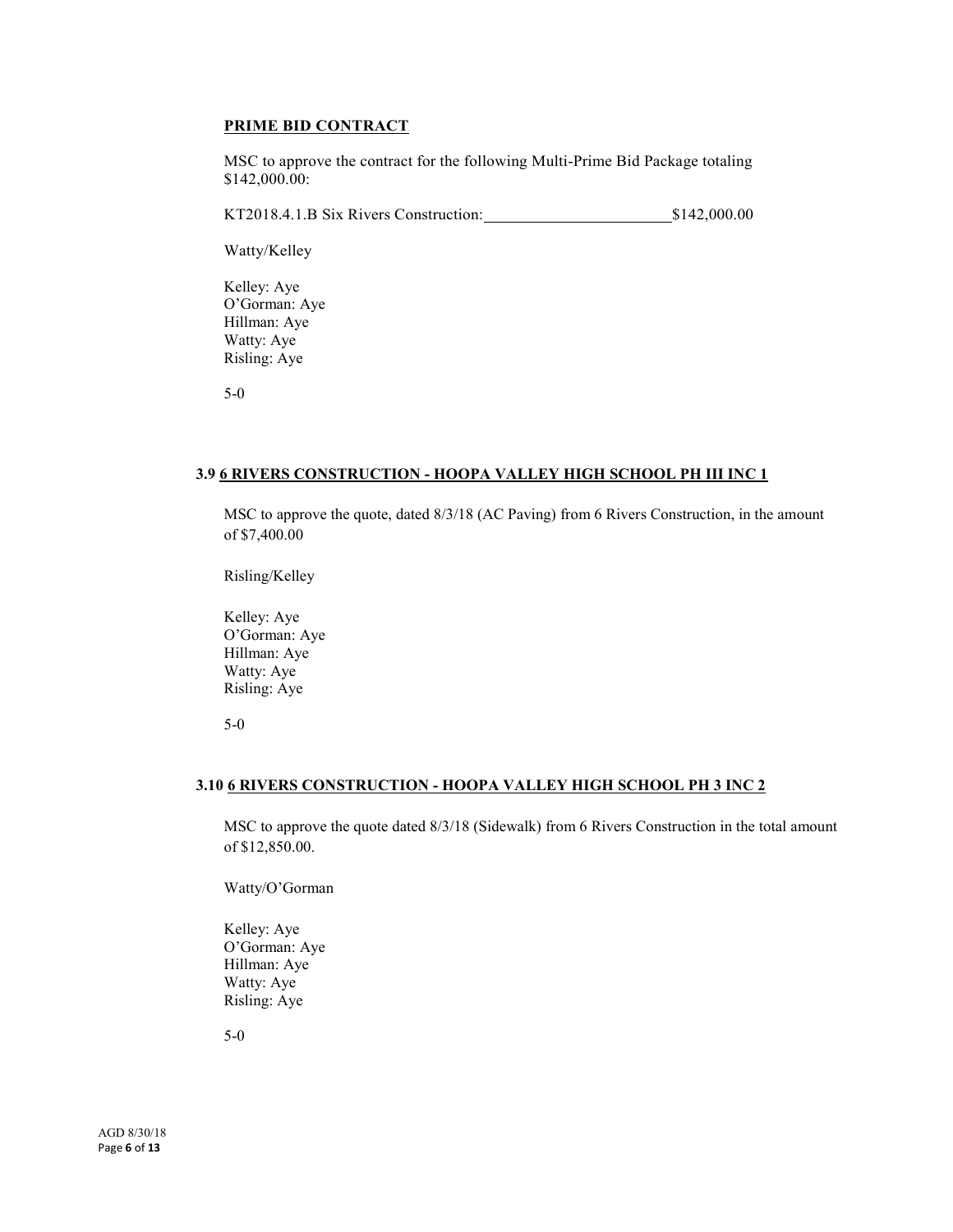**PRIME BID CONTRACT**

MSC to approve the contract for the following Multi-Prime Bid Package totaling $142,000.00:

KT2018.4.1.B Six Rivers Construction: \_\_\_\_\_\_\_\_\_\_\_\_\_\_\_\_\_\_\_\_\_\_\_\_ $142,000.00

Watty/Kelley

Kelley: Aye
O'Gorman: Aye
Hillman: Aye
Watty: Aye
Risling: Aye

5-0

**3.9 6 RIVERS CONSTRUCTION - HOOPA VALLEY HIGH SCHOOL PH III INC 1**

MSC to approve the quote, dated 8/3/18 (AC Paving) from 6 Rivers Construction, in the amount of $7,400.00

Risling/Kelley

Kelley: Aye
O'Gorman: Aye
Hillman: Aye
Watty: Aye
Risling: Aye

5-0

**3.10 6 RIVERS CONSTRUCTION - HOOPA VALLEY HIGH SCHOOL PH 3 INC 2**

MSC to approve the quote dated 8/3/18 (Sidewalk) from 6 Rivers Construction in the total amount of $12,850.00.

Watty/O'Gorman

Kelley: Aye
O'Gorman: Aye
Hillman: Aye
Watty: Aye
Risling: Aye

5-0

AGD 8/30/18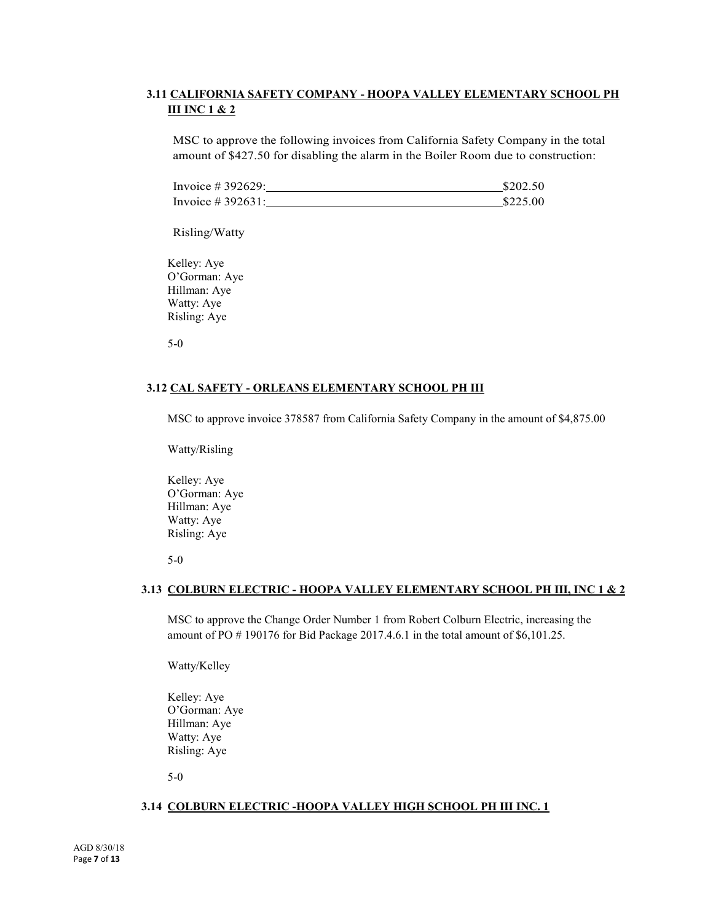### 3.11 <u>CALIFORNIA SAFETY COMPANY - HOOPA VALLEY ELEMENTARY SCHOOL PH III INC 1 & 2</u>

MSC to approve the following invoices from California Safety Company in the total amount of $427.50 for disabling the alarm in the Boiler Room due to construction:

Invoice # 392629:______________________________________$202.50
Invoice # 392631:______________________________________$225.00

Risling/Watty

Kelley: Aye
O'Gorman: Aye
Hillman: Aye
Watty: Aye
Risling: Aye

5-0

### 3.12 <u>CAL SAFETY - ORLEANS ELEMENTARY SCHOOL PH III</u>

MSC to approve invoice 378587 from California Safety Company in the amount of $4,875.00

Watty/Risling

Kelley: Aye
O'Gorman: Aye
Hillman: Aye
Watty: Aye
Risling: Aye

5-0

### 3.13 <u>COLBURN ELECTRIC - HOOPA VALLEY ELEMENTARY SCHOOL PH III, INC 1 & 2</u>

MSC to approve the Change Order Number 1 from Robert Colburn Electric, increasing the amount of PO # 190176 for Bid Package 2017.4.6.1 in the total amount of $6,101.25.

Watty/Kelley

Kelley: Aye
O'Gorman: Aye
Hillman: Aye
Watty: Aye
Risling: Aye

5-0

### 3.14 <u>COLBURN ELECTRIC -HOOPA VALLEY HIGH SCHOOL PH III INC. 1</u>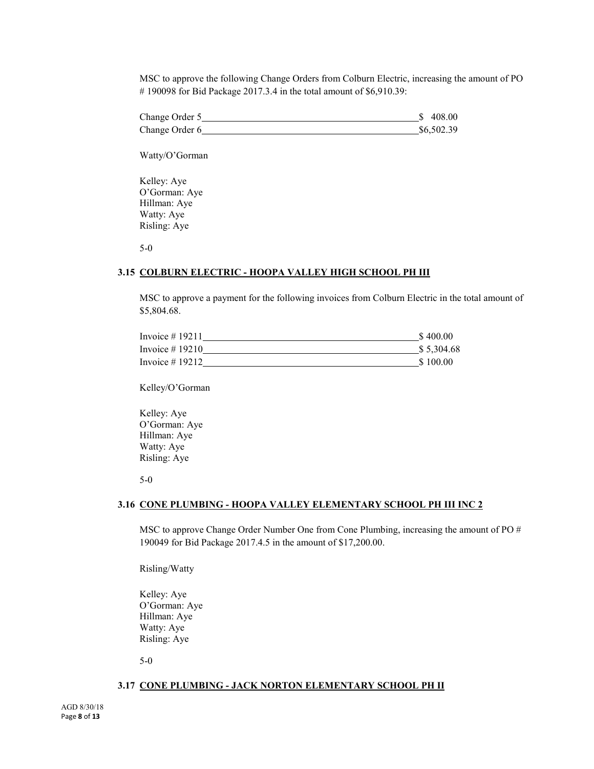MSC to approve the following Change Orders from Colburn Electric, increasing the amount of PO # 190098 for Bid Package 2017.3.4 in the total amount of $6,910.39:

| | |
|---|---|
| Change Order 5 | $ 408.00 |
| Change Order 6 | $6,502.39 |

Watty/O'Gorman

Kelley: Aye
O'Gorman: Aye
Hillman: Aye
Watty: Aye
Risling: Aye

5-0

### 3.15 COLBURN ELECTRIC - HOOPA VALLEY HIGH SCHOOL PH III

MSC to approve a payment for the following invoices from Colburn Electric in the total amount of $5,804.68.

| | |
|---|---|
| Invoice # 19211 | $ 400.00 |
| Invoice # 19210 | $ 5,304.68 |
| Invoice # 19212 | $ 100.00 |

Kelley/O'Gorman

Kelley: Aye
O'Gorman: Aye
Hillman: Aye
Watty: Aye
Risling: Aye

5-0

### 3.16 CONE PLUMBING - HOOPA VALLEY ELEMENTARY SCHOOL PH III INC 2

MSC to approve Change Order Number One from Cone Plumbing, increasing the amount of PO # 190049 for Bid Package 2017.4.5 in the amount of $17,200.00.

Risling/Watty

Kelley: Aye
O'Gorman: Aye
Hillman: Aye
Watty: Aye
Risling: Aye

5-0

### 3.17 CONE PLUMBING - JACK NORTON ELEMENTARY SCHOOL PH II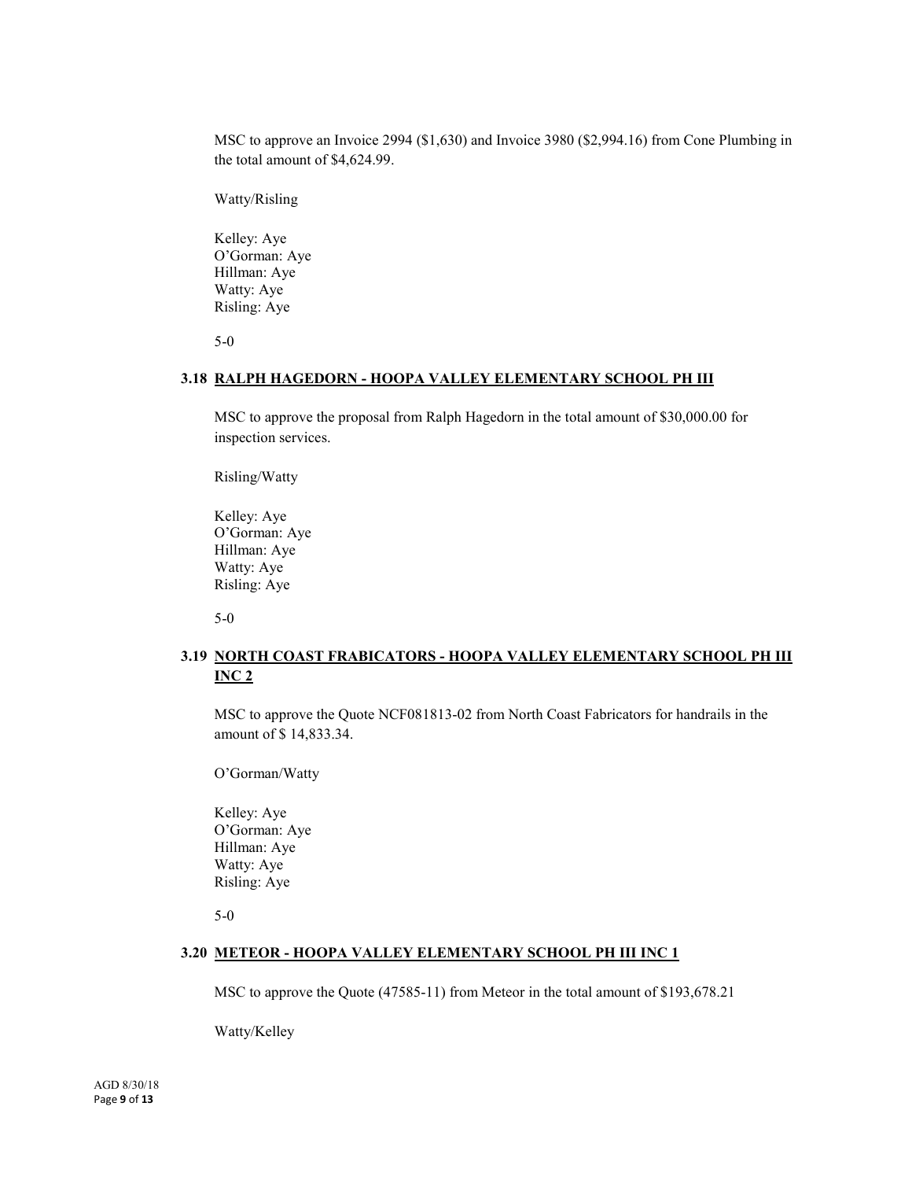MSC to approve an Invoice 2994 ($1,630) and Invoice 3980 ($2,994.16) from Cone Plumbing in the total amount of $4,624.99.

Watty/Risling

Kelley: Aye
O'Gorman: Aye
Hillman: Aye
Watty: Aye
Risling: Aye

5-0

### 3.18 RALPH HAGEDORN - HOOPA VALLEY ELEMENTARY SCHOOL PH III

MSC to approve the proposal from Ralph Hagedorn in the total amount of $30,000.00 for inspection services.

Risling/Watty

Kelley: Aye
O'Gorman: Aye
Hillman: Aye
Watty: Aye
Risling: Aye

5-0

### 3.19 NORTH COAST FRABICATORS - HOOPA VALLEY ELEMENTARY SCHOOL PH III INC 2

MSC to approve the Quote NCF081813-02 from North Coast Fabricators for handrails in the amount of $ 14,833.34.

O'Gorman/Watty

Kelley: Aye
O'Gorman: Aye
Hillman: Aye
Watty: Aye
Risling: Aye

5-0

### 3.20 METEOR - HOOPA VALLEY ELEMENTARY SCHOOL PH III INC 1

MSC to approve the Quote (47585-11) from Meteor in the total amount of $193,678.21

Watty/Kelley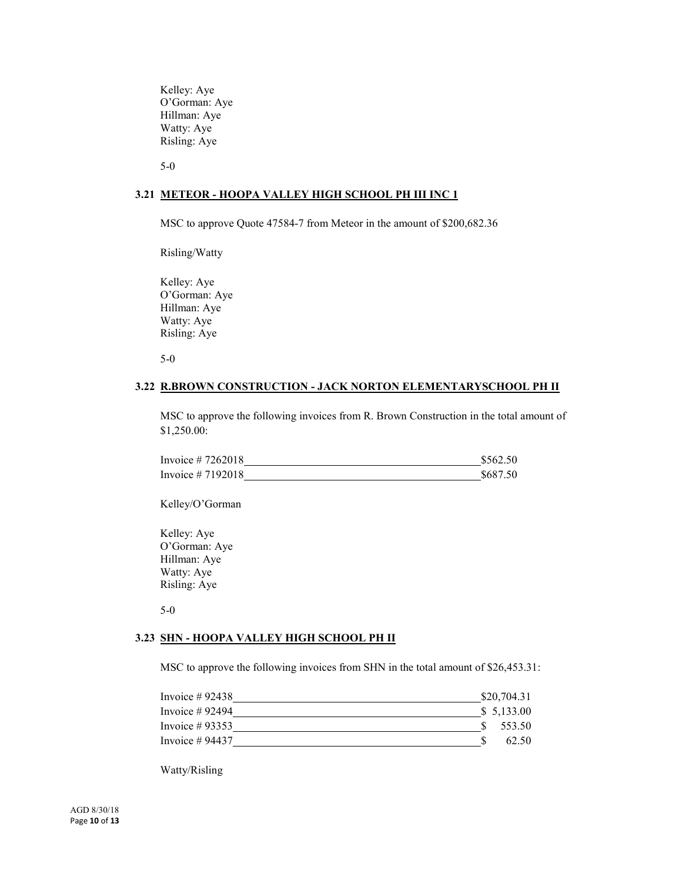Kelley: Aye
O'Gorman: Aye
Hillman: Aye
Watty: Aye
Risling: Aye

5-0

### 3.21 METEOR - HOOPA VALLEY HIGH SCHOOL PH III INC 1

MSC to approve Quote 47584-7 from Meteor in the amount of $200,682.36

Risling/Watty

Kelley: Aye
O'Gorman: Aye
Hillman: Aye
Watty: Aye
Risling: Aye

5-0

### 3.22 R.BROWN CONSTRUCTION - JACK NORTON ELEMENTARYSCHOOL PH II

MSC to approve the following invoices from R. Brown Construction in the total amount of $1,250.00:

| | |
|---|---|
| Invoice # 7262018 | $562.50 |
| Invoice # 7192018 | $687.50 |

Kelley/O'Gorman

Kelley: Aye
O'Gorman: Aye
Hillman: Aye
Watty: Aye
Risling: Aye

5-0

### 3.23 SHN - HOOPA VALLEY HIGH SCHOOL PH II

MSC to approve the following invoices from SHN in the total amount of $26,453.31:

| | |
|---|---|
| Invoice # 92438 | $20,704.31 |
| Invoice # 92494 | $ 5,133.00 |
| Invoice # 93353 | $ 553.50 |
| Invoice # 94437 | $ 62.50 |

Watty/Risling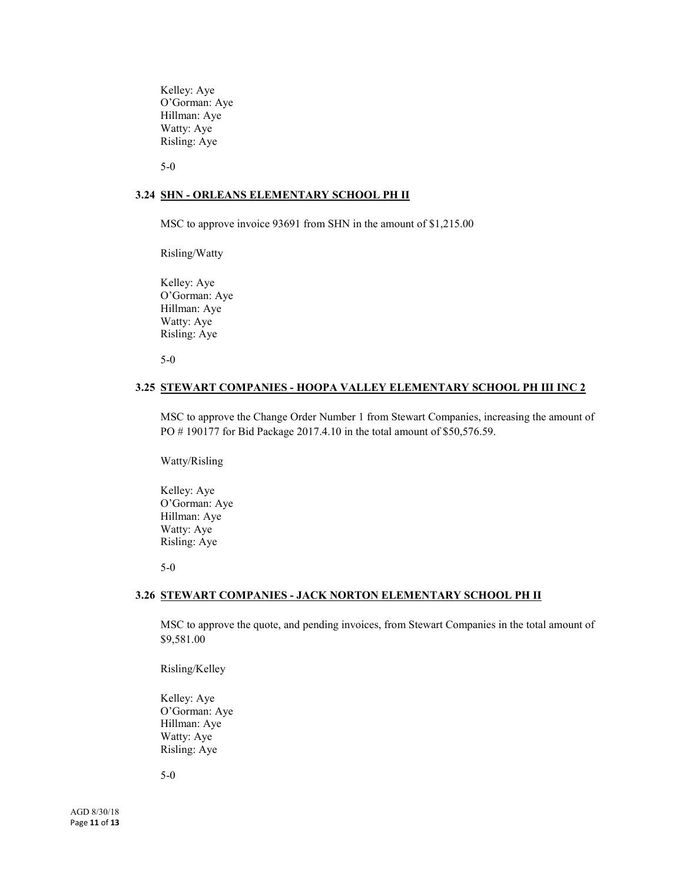Kelley: Aye
O'Gorman: Aye
Hillman: Aye
Watty: Aye
Risling: Aye

5-0

### 3.24 SHN - ORLEANS ELEMENTARY SCHOOL PH II

MSC to approve invoice 93691 from SHN in the amount of $1,215.00

Risling/Watty

Kelley: Aye
O'Gorman: Aye
Hillman: Aye
Watty: Aye
Risling: Aye

5-0

### 3.25 STEWART COMPANIES - HOOPA VALLEY ELEMENTARY SCHOOL PH III INC 2

MSC to approve the Change Order Number 1 from Stewart Companies, increasing the amount of PO # 190177 for Bid Package 2017.4.10 in the total amount of $50,576.59.

Watty/Risling

Kelley: Aye
O'Gorman: Aye
Hillman: Aye
Watty: Aye
Risling: Aye

5-0

### 3.26 STEWART COMPANIES - JACK NORTON ELEMENTARY SCHOOL PH II

MSC to approve the quote, and pending invoices, from Stewart Companies in the total amount of $9,581.00

Risling/Kelley

Kelley: Aye
O'Gorman: Aye
Hillman: Aye
Watty: Aye
Risling: Aye

5-0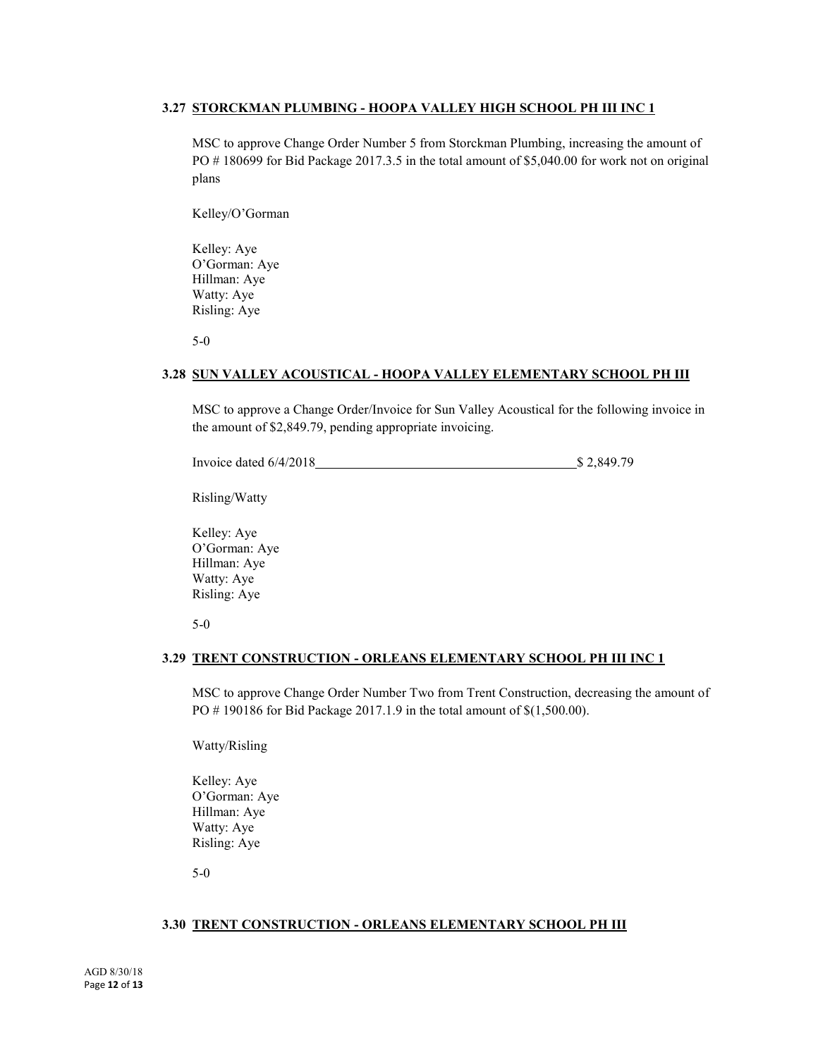### 3.27 STORCKMAN PLUMBING - HOOPA VALLEY HIGH SCHOOL PH III INC 1

MSC to approve Change Order Number 5 from Storckman Plumbing, increasing the amount of PO # 180699 for Bid Package 2017.3.5 in the total amount of $5,040.00 for work not on original plans

Kelley/O'Gorman

Kelley: Aye
O'Gorman: Aye
Hillman: Aye
Watty: Aye
Risling: Aye

5-0

### 3.28 SUN VALLEY ACOUSTICAL - HOOPA VALLEY ELEMENTARY SCHOOL PH III

MSC to approve a Change Order/Invoice for Sun Valley Acoustical for the following invoice in the amount of $2,849.79, pending appropriate invoicing.

Invoice dated 6/4/2018 $ 2,849.79

Risling/Watty

Kelley: Aye
O'Gorman: Aye
Hillman: Aye
Watty: Aye
Risling: Aye

5-0

### 3.29 TRENT CONSTRUCTION - ORLEANS ELEMENTARY SCHOOL PH III INC 1

MSC to approve Change Order Number Two from Trent Construction, decreasing the amount of PO # 190186 for Bid Package 2017.1.9 in the total amount of $(1,500.00).

Watty/Risling

Kelley: Aye
O'Gorman: Aye
Hillman: Aye
Watty: Aye
Risling: Aye

5-0

### 3.30 TRENT CONSTRUCTION - ORLEANS ELEMENTARY SCHOOL PH III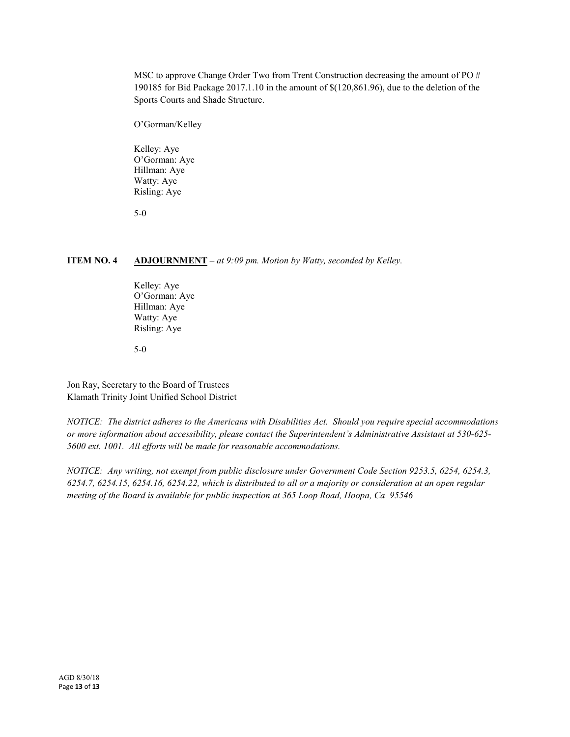MSC to approve Change Order Two from Trent Construction decreasing the amount of PO # 190185 for Bid Package 2017.1.10 in the amount of $(120,861.96), due to the deletion of the Sports Courts and Shade Structure.

O'Gorman/Kelley

Kelley: Aye
O'Gorman: Aye
Hillman: Aye
Watty: Aye
Risling: Aye

5-0

**ITEM NO. 4** **ADJOURNMENT** – *at 9:09 pm. Motion by Watty, seconded by Kelley.*

Kelley: Aye
O'Gorman: Aye
Hillman: Aye
Watty: Aye
Risling: Aye

5-0

Jon Ray, Secretary to the Board of Trustees
Klamath Trinity Joint Unified School District

*NOTICE: The district adheres to the Americans with Disabilities Act. Should you require special accommodations or more information about accessibility, please contact the Superintendent's Administrative Assistant at 530-625-5600 ext. 1001. All efforts will be made for reasonable accommodations.*

*NOTICE: Any writing, not exempt from public disclosure under Government Code Section 9253.5, 6254, 6254.3, 6254.7, 6254.15, 6254.16, 6254.22, which is distributed to all or a majority or consideration at an open regular meeting of the Board is available for public inspection at 365 Loop Road, Hoopa, Ca 95546*